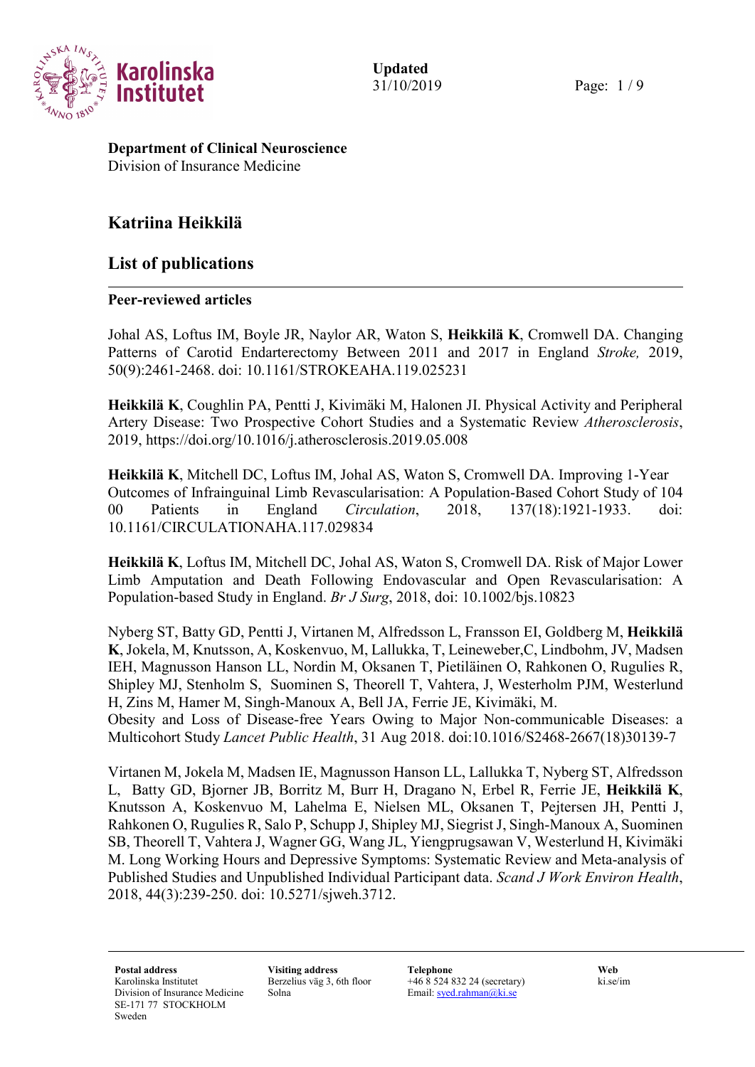**Updated**
31/10/2019

**Department of Clinical Neuroscience**
Division of Insurance Medicine

## Katriina Heikkilä

## List of publications

### Peer-reviewed articles

Johal AS, Loftus IM, Boyle JR, Naylor AR, Waton S, **Heikkilä K**, Cromwell DA. Changing Patterns of Carotid Endarterectomy Between 2011 and 2017 in England *Stroke,* 2019, 50(9):2461-2468. doi: 10.1161/STROKEAHA.119.025231

**Heikkilä K**, Coughlin PA, Pentti J, Kivimäki M, Halonen JI. Physical Activity and Peripheral Artery Disease: Two Prospective Cohort Studies and a Systematic Review *Atherosclerosis*, 2019, https://doi.org/10.1016/j.atherosclerosis.2019.05.008

**Heikkilä K**, Mitchell DC, Loftus IM, Johal AS, Waton S, Cromwell DA. Improving 1-Year Outcomes of Infrainguinal Limb Revascularisation: A Population-Based Cohort Study of 104 00 Patients in England *Circulation*, 2018, 137(18):1921-1933. doi: 10.1161/CIRCULATIONAHA.117.029834

**Heikkilä K**, Loftus IM, Mitchell DC, Johal AS, Waton S, Cromwell DA. Risk of Major Lower Limb Amputation and Death Following Endovascular and Open Revascularisation: A Population-based Study in England. *Br J Surg*, 2018, doi: 10.1002/bjs.10823

Nyberg ST, Batty GD, Pentti J, Virtanen M, Alfredsson L, Fransson EI, Goldberg M, **Heikkilä K**, Jokela, M, Knutsson, A, Koskenvuo, M, Lallukka, T, Leineweber,C, Lindbohm, JV, Madsen IEH, Magnusson Hanson LL, Nordin M, Oksanen T, Pietiläinen O, Rahkonen O, Rugulies R, Shipley MJ, Stenholm S, Suominen S, Theorell T, Vahtera, J, Westerholm PJM, Westerlund H, Zins M, Hamer M, Singh-Manoux A, Bell JA, Ferrie JE, Kivimäki, M.
Obesity and Loss of Disease-free Years Owing to Major Non-communicable Diseases: a Multicohort Study *Lancet Public Health*, 31 Aug 2018. doi:10.1016/S2468-2667(18)30139-7

Virtanen M, Jokela M, Madsen IE, Magnusson Hanson LL, Lallukka T, Nyberg ST, Alfredsson L, Batty GD, Bjorner JB, Borritz M, Burr H, Dragano N, Erbel R, Ferrie JE, **Heikkilä K**, Knutsson A, Koskenvuo M, Lahelma E, Nielsen ML, Oksanen T, Pejtersen JH, Pentti J, Rahkonen O, Rugulies R, Salo P, Schupp J, Shipley MJ, Siegrist J, Singh-Manoux A, Suominen SB, Theorell T, Vahtera J, Wagner GG, Wang JL, Yiengprugsawan V, Westerlund H, Kivimäki M. Long Working Hours and Depressive Symptoms: Systematic Review and Meta-analysis of Published Studies and Unpublished Individual Participant data. *Scand J Work Environ Health*, 2018, 44(3):239-250. doi: 10.5271/sjweh.3712.

**Postal address**
Karolinska Institutet
Division of Insurance Medicine
SE-171 77 STOCKHOLM
Sweden

**Visiting address**
Berzelius väg 3, 6th floor
Solna

**Telephone**
+46 8 524 832 24 (secretary)
Email: syed.rahman@ki.se

**Web**
ki.se/im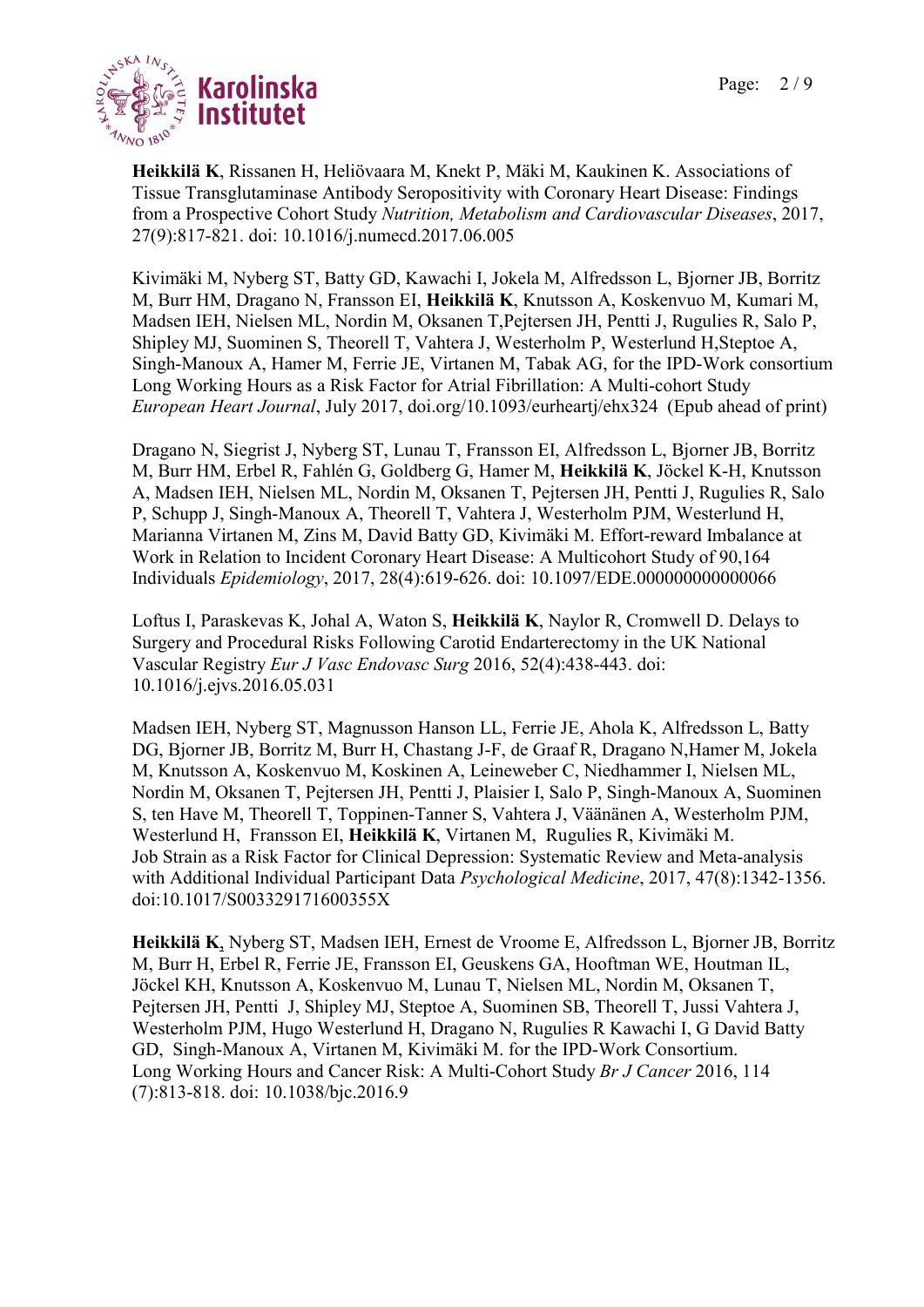**Heikkilä K**, Rissanen H, Heliövaara M, Knekt P, Mäki M, Kaukinen K. Associations of Tissue Transglutaminase Antibody Seropositivity with Coronary Heart Disease: Findings from a Prospective Cohort Study *Nutrition, Metabolism and Cardiovascular Diseases*, 2017, 27(9):817-821. doi: 10.1016/j.numecd.2017.06.005

Kivimäki M, Nyberg ST, Batty GD, Kawachi I, Jokela M, Alfredsson L, Bjorner JB, Borritz M, Burr HM, Dragano N, Fransson EI, **Heikkilä K**, Knutsson A, Koskenvuo M, Kumari M, Madsen IEH, Nielsen ML, Nordin M, Oksanen T,Pejtersen JH, Pentti J, Rugulies R, Salo P, Shipley MJ, Suominen S, Theorell T, Vahtera J, Westerholm P, Westerlund H,Steptoe A, Singh-Manoux A, Hamer M, Ferrie JE, Virtanen M, Tabak AG, for the IPD-Work consortium Long Working Hours as a Risk Factor for Atrial Fibrillation: A Multi-cohort Study *European Heart Journal*, July 2017, doi.org/10.1093/eurheartj/ehx324 (Epub ahead of print)

Dragano N, Siegrist J, Nyberg ST, Lunau T, Fransson EI, Alfredsson L, Bjorner JB, Borritz M, Burr HM, Erbel R, Fahlén G, Goldberg G, Hamer M, **Heikkilä K**, Jöckel K-H, Knutsson A, Madsen IEH, Nielsen ML, Nordin M, Oksanen T, Pejtersen JH, Pentti J, Rugulies R, Salo P, Schupp J, Singh-Manoux A, Theorell T, Vahtera J, Westerholm PJM, Westerlund H, Marianna Virtanen M, Zins M, David Batty GD, Kivimäki M. Effort-reward Imbalance at Work in Relation to Incident Coronary Heart Disease: A Multicohort Study of 90,164 Individuals *Epidemiology*, 2017, 28(4):619-626. doi: 10.1097/EDE.000000000000066

Loftus I, Paraskevas K, Johal A, Waton S, **Heikkilä K**, Naylor R, Cromwell D. Delays to Surgery and Procedural Risks Following Carotid Endarterectomy in the UK National Vascular Registry *Eur J Vasc Endovasc Surg* 2016, 52(4):438-443. doi: 10.1016/j.ejvs.2016.05.031

Madsen IEH, Nyberg ST, Magnusson Hanson LL, Ferrie JE, Ahola K, Alfredsson L, Batty DG, Bjorner JB, Borritz M, Burr H, Chastang J-F, de Graaf R, Dragano N,Hamer M, Jokela M, Knutsson A, Koskenvuo M, Koskinen A, Leineweber C, Niedhammer I, Nielsen ML, Nordin M, Oksanen T, Pejtersen JH, Pentti J, Plaisier I, Salo P, Singh-Manoux A, Suominen S, ten Have M, Theorell T, Toppinen-Tanner S, Vahtera J, Väänänen A, Westerholm PJM, Westerlund H, Fransson EI, **Heikkilä K**, Virtanen M, Rugulies R, Kivimäki M. Job Strain as a Risk Factor for Clinical Depression: Systematic Review and Meta-analysis with Additional Individual Participant Data *Psychological Medicine*, 2017, 47(8):1342-1356. doi:10.1017/S003329171600355X

**Heikkilä K**, Nyberg ST, Madsen IEH, Ernest de Vroome E, Alfredsson L, Bjorner JB, Borritz M, Burr H, Erbel R, Ferrie JE, Fransson EI, Geuskens GA, Hooftman WE, Houtman IL, Jöckel KH, Knutsson A, Koskenvuo M, Lunau T, Nielsen ML, Nordin M, Oksanen T, Pejtersen JH, Pentti J, Shipley MJ, Steptoe A, Suominen SB, Theorell T, Jussi Vahtera J, Westerholm PJM, Hugo Westerlund H, Dragano N, Rugulies R Kawachi I, G David Batty GD, Singh-Manoux A, Virtanen M, Kivimäki M. for the IPD-Work Consortium. Long Working Hours and Cancer Risk: A Multi-Cohort Study *Br J Cancer* 2016, 114 (7):813-818. doi: 10.1038/bjc.2016.9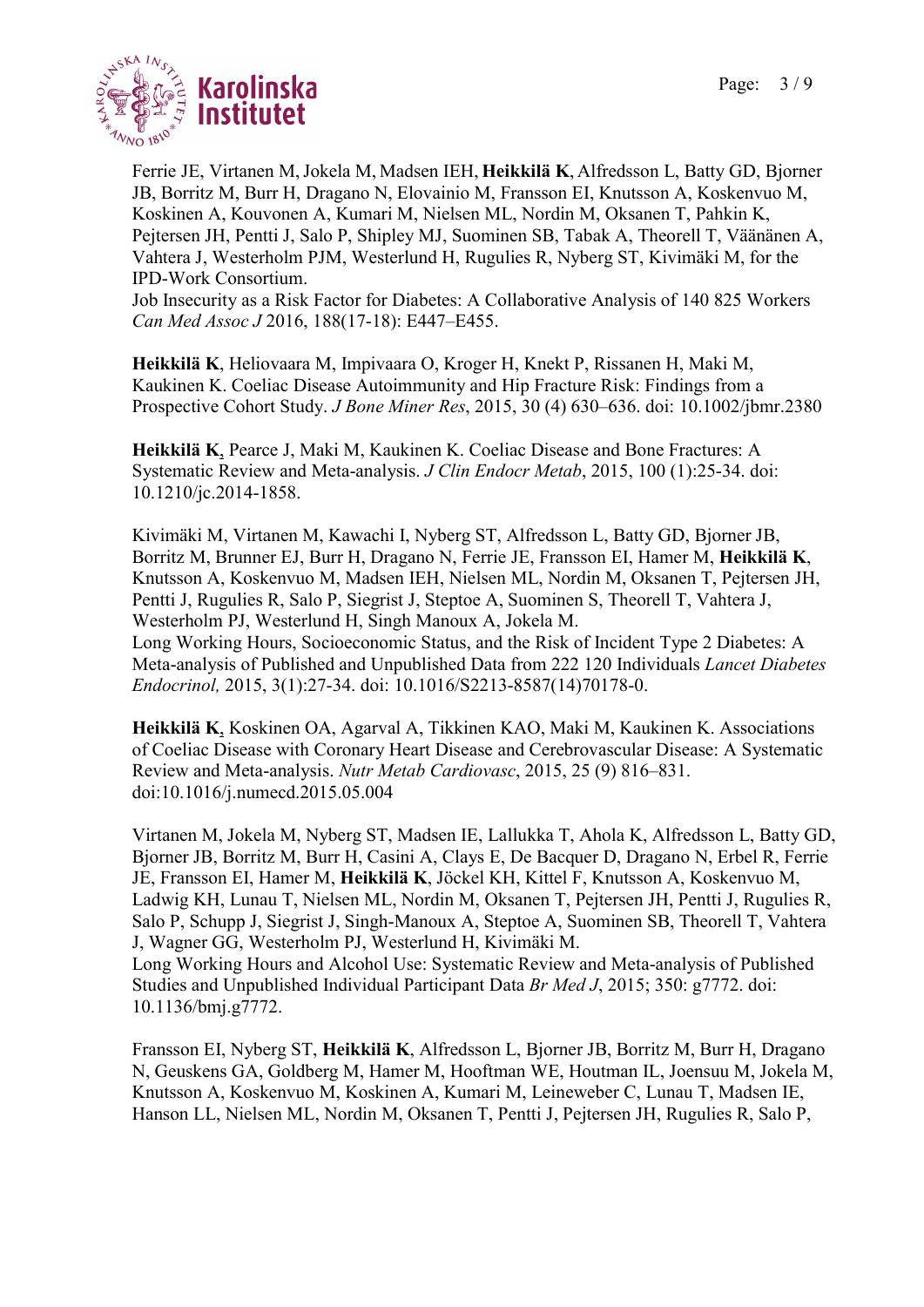Ferrie JE, Virtanen M, Jokela M, Madsen IEH, **Heikkilä K**, Alfredsson L, Batty GD, Bjorner JB, Borritz M, Burr H, Dragano N, Elovainio M, Fransson EI, Knutsson A, Koskenvuo M, Koskinen A, Kouvonen A, Kumari M, Nielsen ML, Nordin M, Oksanen T, Pahkin K, Pejtersen JH, Pentti J, Salo P, Shipley MJ, Suominen SB, Tabak A, Theorell T, Väänänen A, Vahtera J, Westerholm PJM, Westerlund H, Rugulies R, Nyberg ST, Kivimäki M, for the IPD-Work Consortium.
Job Insecurity as a Risk Factor for Diabetes: A Collaborative Analysis of 140 825 Workers *Can Med Assoc J* 2016, 188(17-18): E447–E455.

**Heikkilä K**, Heliovaara M, Impivaara O, Kroger H, Knekt P, Rissanen H, Maki M, Kaukinen K. Coeliac Disease Autoimmunity and Hip Fracture Risk: Findings from a Prospective Cohort Study. *J Bone Miner Res*, 2015, 30 (4) 630–636. doi: 10.1002/jbmr.2380

**Heikkilä K**, Pearce J, Maki M, Kaukinen K. Coeliac Disease and Bone Fractures: A Systematic Review and Meta-analysis. *J Clin Endocr Metab*, 2015, 100 (1):25-34. doi: 10.1210/jc.2014-1858.

Kivimäki M, Virtanen M, Kawachi I, Nyberg ST, Alfredsson L, Batty GD, Bjorner JB, Borritz M, Brunner EJ, Burr H, Dragano N, Ferrie JE, Fransson EI, Hamer M, **Heikkilä K**, Knutsson A, Koskenvuo M, Madsen IEH, Nielsen ML, Nordin M, Oksanen T, Pejtersen JH, Pentti J, Rugulies R, Salo P, Siegrist J, Steptoe A, Suominen S, Theorell T, Vahtera J, Westerholm PJ, Westerlund H, Singh Manoux A, Jokela M.
Long Working Hours, Socioeconomic Status, and the Risk of Incident Type 2 Diabetes: A Meta-analysis of Published and Unpublished Data from 222 120 Individuals *Lancet Diabetes Endocrinol,* 2015, 3(1):27-34. doi: 10.1016/S2213-8587(14)70178-0.

**Heikkilä K**, Koskinen OA, Agarval A, Tikkinen KAO, Maki M, Kaukinen K. Associations of Coeliac Disease with Coronary Heart Disease and Cerebrovascular Disease: A Systematic Review and Meta-analysis. *Nutr Metab Cardiovasc*, 2015, 25 (9) 816–831. doi:10.1016/j.numecd.2015.05.004

Virtanen M, Jokela M, Nyberg ST, Madsen IE, Lallukka T, Ahola K, Alfredsson L, Batty GD, Bjorner JB, Borritz M, Burr H, Casini A, Clays E, De Bacquer D, Dragano N, Erbel R, Ferrie JE, Fransson EI, Hamer M, **Heikkilä K**, Jöckel KH, Kittel F, Knutsson A, Koskenvuo M, Ladwig KH, Lunau T, Nielsen ML, Nordin M, Oksanen T, Pejtersen JH, Pentti J, Rugulies R, Salo P, Schupp J, Siegrist J, Singh-Manoux A, Steptoe A, Suominen SB, Theorell T, Vahtera J, Wagner GG, Westerholm PJ, Westerlund H, Kivimäki M.
Long Working Hours and Alcohol Use: Systematic Review and Meta-analysis of Published Studies and Unpublished Individual Participant Data *Br Med J*, 2015; 350: g7772. doi: 10.1136/bmj.g7772.

Fransson EI, Nyberg ST, **Heikkilä K**, Alfredsson L, Bjorner JB, Borritz M, Burr H, Dragano N, Geuskens GA, Goldberg M, Hamer M, Hooftman WE, Houtman IL, Joensuu M, Jokela M, Knutsson A, Koskenvuo M, Koskinen A, Kumari M, Leineweber C, Lunau T, Madsen IE, Hanson LL, Nielsen ML, Nordin M, Oksanen T, Pentti J, Pejtersen JH, Rugulies R, Salo P,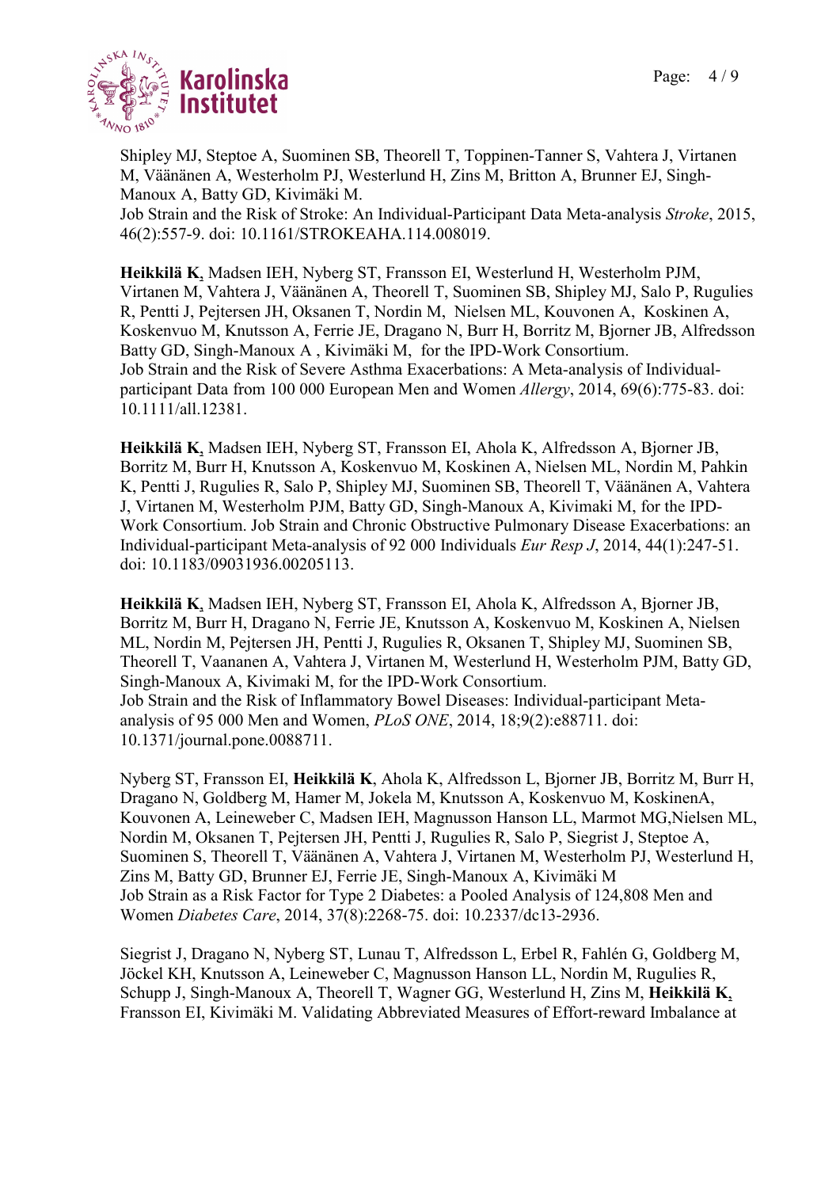Shipley MJ, Steptoe A, Suominen SB, Theorell T, Toppinen-Tanner S, Vahtera J, Virtanen M, Väänänen A, Westerholm PJ, Westerlund H, Zins M, Britton A, Brunner EJ, Singh-Manoux A, Batty GD, Kivimäki M.
Job Strain and the Risk of Stroke: An Individual-Participant Data Meta-analysis *Stroke*, 2015, 46(2):557-9. doi: 10.1161/STROKEAHA.114.008019.

**Heikkilä K**, Madsen IEH, Nyberg ST, Fransson EI, Westerlund H, Westerholm PJM, Virtanen M, Vahtera J, Väänänen A, Theorell T, Suominen SB, Shipley MJ, Salo P, Rugulies R, Pentti J, Pejtersen JH, Oksanen T, Nordin M, Nielsen ML, Kouvonen A, Koskinen A, Koskenvuo M, Knutsson A, Ferrie JE, Dragano N, Burr H, Borritz M, Bjorner JB, Alfredsson Batty GD, Singh-Manoux A , Kivimäki M, for the IPD-Work Consortium.
Job Strain and the Risk of Severe Asthma Exacerbations: A Meta-analysis of Individual-participant Data from 100 000 European Men and Women *Allergy*, 2014, 69(6):775-83. doi: 10.1111/all.12381.

**Heikkilä K**, Madsen IEH, Nyberg ST, Fransson EI, Ahola K, Alfredsson A, Bjorner JB, Borritz M, Burr H, Knutsson A, Koskenvuo M, Koskinen A, Nielsen ML, Nordin M, Pahkin K, Pentti J, Rugulies R, Salo P, Shipley MJ, Suominen SB, Theorell T, Väänänen A, Vahtera J, Virtanen M, Westerholm PJM, Batty GD, Singh-Manoux A, Kivimaki M, for the IPD-Work Consortium. Job Strain and Chronic Obstructive Pulmonary Disease Exacerbations: an Individual-participant Meta-analysis of 92 000 Individuals *Eur Resp J*, 2014, 44(1):247-51. doi: 10.1183/09031936.00205113.

**Heikkilä K**, Madsen IEH, Nyberg ST, Fransson EI, Ahola K, Alfredsson A, Bjorner JB, Borritz M, Burr H, Dragano N, Ferrie JE, Knutsson A, Koskenvuo M, Koskinen A, Nielsen ML, Nordin M, Pejtersen JH, Pentti J, Rugulies R, Oksanen T, Shipley MJ, Suominen SB, Theorell T, Vaananen A, Vahtera J, Virtanen M, Westerlund H, Westerholm PJM, Batty GD, Singh-Manoux A, Kivimaki M, for the IPD-Work Consortium.
Job Strain and the Risk of Inflammatory Bowel Diseases: Individual-participant Meta-analysis of 95 000 Men and Women, *PLoS ONE*, 2014, 18;9(2):e88711. doi: 10.1371/journal.pone.0088711.

Nyberg ST, Fransson EI, **Heikkilä K**, Ahola K, Alfredsson L, Bjorner JB, Borritz M, Burr H, Dragano N, Goldberg M, Hamer M, Jokela M, Knutsson A, Koskenvuo M, KoskinenA, Kouvonen A, Leineweber C, Madsen IEH, Magnusson Hanson LL, Marmot MG,Nielsen ML, Nordin M, Oksanen T, Pejtersen JH, Pentti J, Rugulies R, Salo P, Siegrist J, Steptoe A, Suominen S, Theorell T, Väänänen A, Vahtera J, Virtanen M, Westerholm PJ, Westerlund H, Zins M, Batty GD, Brunner EJ, Ferrie JE, Singh-Manoux A, Kivimäki M
Job Strain as a Risk Factor for Type 2 Diabetes: a Pooled Analysis of 124,808 Men and Women *Diabetes Care*, 2014, 37(8):2268-75. doi: 10.2337/dc13-2936.

Siegrist J, Dragano N, Nyberg ST, Lunau T, Alfredsson L, Erbel R, Fahlén G, Goldberg M, Jöckel KH, Knutsson A, Leineweber C, Magnusson Hanson LL, Nordin M, Rugulies R, Schupp J, Singh-Manoux A, Theorell T, Wagner GG, Westerlund H, Zins M, **Heikkilä K**, Fransson EI, Kivimäki M. Validating Abbreviated Measures of Effort-reward Imbalance at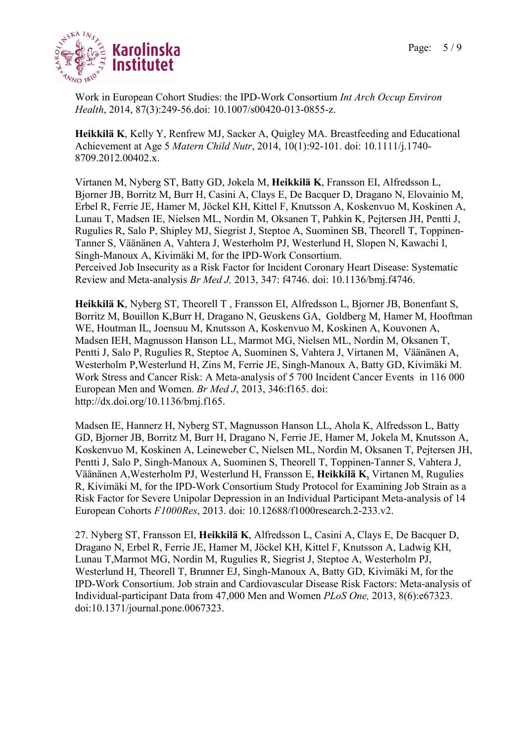Work in European Cohort Studies: the IPD-Work Consortium *Int Arch Occup Environ Health*, 2014, 87(3):249-56.doi: 10.1007/s00420-013-0855-z.

**Heikkilä K**, Kelly Y, Renfrew MJ, Sacker A, Quigley MA. Breastfeeding and Educational Achievement at Age 5 *Matern Child Nutr*, 2014, 10(1):92-101. doi: 10.1111/j.1740-8709.2012.00402.x.

Virtanen M, Nyberg ST, Batty GD, Jokela M, **Heikkilä K**, Fransson EI, Alfredsson L, Bjorner JB, Borritz M, Burr H, Casini A, Clays E, De Bacquer D, Dragano N, Elovainio M, Erbel R, Ferrie JE, Hamer M, Jöckel KH, Kittel F, Knutsson A, Koskenvuo M, Koskinen A, Lunau T, Madsen IE, Nielsen ML, Nordin M, Oksanen T, Pahkin K, Pejtersen JH, Pentti J, Rugulies R, Salo P, Shipley MJ, Siegrist J, Steptoe A, Suominen SB, Theorell T, Toppinen-Tanner S, Väänänen A, Vahtera J, Westerholm PJ, Westerlund H, Slopen N, Kawachi I, Singh-Manoux A, Kivimäki M, for the IPD-Work Consortium.
Perceived Job Insecurity as a Risk Factor for Incident Coronary Heart Disease: Systematic Review and Meta-analysis *Br Med J,* 2013, 347: f4746. doi: 10.1136/bmj.f4746.

**Heikkilä K**, Nyberg ST, Theorell T , Fransson EI, Alfredsson L, Bjorner JB, Bonenfant S, Borritz M, Bouillon K,Burr H, Dragano N, Geuskens GA, Goldberg M, Hamer M, Hooftman WE, Houtman IL, Joensuu M, Knutsson A, Koskenvuo M, Koskinen A, Kouvonen A, Madsen IEH, Magnusson Hanson LL, Marmot MG, Nielsen ML, Nordin M, Oksanen T, Pentti J, Salo P, Rugulies R, Steptoe A, Suominen S, Vahtera J, Virtanen M, Väänänen A, Westerholm P,Westerlund H, Zins M, Ferrie JE, Singh-Manoux A, Batty GD, Kivimäki M. Work Stress and Cancer Risk: A Meta-analysis of 5 700 Incident Cancer Events in 116 000 European Men and Women. *Br Med J*, 2013, 346:f165. doi: http://dx.doi.org/10.1136/bmj.f165.

Madsen IE, Hannerz H, Nyberg ST, Magnusson Hanson LL, Ahola K, Alfredsson L, Batty GD, Bjorner JB, Borritz M, Burr H, Dragano N, Ferrie JE, Hamer M, Jokela M, Knutsson A, Koskenvuo M, Koskinen A, Leineweber C, Nielsen ML, Nordin M, Oksanen T, Pejtersen JH, Pentti J, Salo P, Singh-Manoux A, Suominen S, Theorell T, Toppinen-Tanner S, Vahtera J, Väänänen A,Westerholm PJ, Westerlund H, Fransson E, **Heikkilä K**, Virtanen M, Rugulies R, Kivimäki M, for the IPD-Work Consortium Study Protocol for Examining Job Strain as a Risk Factor for Severe Unipolar Depression in an Individual Participant Meta-analysis of 14 European Cohorts *F1000Res*, 2013. doi: 10.12688/f1000research.2-233.v2.

27. Nyberg ST, Fransson EI, **Heikkilä K**, Alfredsson L, Casini A, Clays E, De Bacquer D, Dragano N, Erbel R, Ferrie JE, Hamer M, Jöckel KH, Kittel F, Knutsson A, Ladwig KH, Lunau T,Marmot MG, Nordin M, Rugulies R, Siegrist J, Steptoe A, Westerholm PJ, Westerlund H, Theorell T, Brunner EJ, Singh-Manoux A, Batty GD, Kivimäki M, for the IPD-Work Consortium. Job strain and Cardiovascular Disease Risk Factors: Meta-analysis of Individual-participant Data from 47,000 Men and Women *PLoS One,* 2013, 8(6):e67323. doi:10.1371/journal.pone.0067323.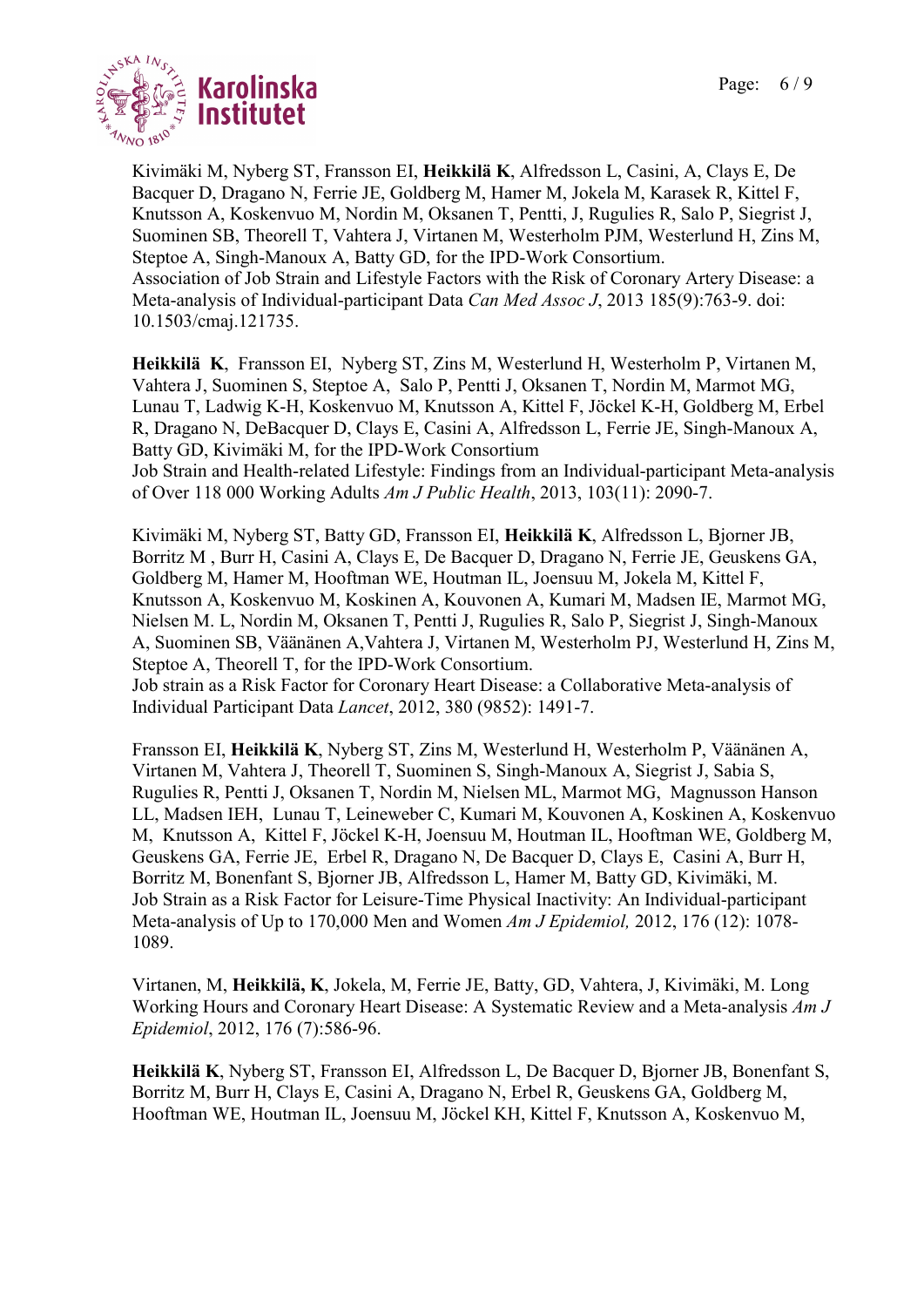Kivimäki M, Nyberg ST, Fransson EI, **Heikkilä K**, Alfredsson L, Casini, A, Clays E, De Bacquer D, Dragano N, Ferrie JE, Goldberg M, Hamer M, Jokela M, Karasek R, Kittel F, Knutsson A, Koskenvuo M, Nordin M, Oksanen T, Pentti, J, Rugulies R, Salo P, Siegrist J, Suominen SB, Theorell T, Vahtera J, Virtanen M, Westerholm PJM, Westerlund H, Zins M, Steptoe A, Singh-Manoux A, Batty GD, for the IPD-Work Consortium.
Association of Job Strain and Lifestyle Factors with the Risk of Coronary Artery Disease: a Meta-analysis of Individual-participant Data *Can Med Assoc J*, 2013 185(9):763-9. doi: 10.1503/cmaj.121735.

**Heikkilä K**, Fransson EI, Nyberg ST, Zins M, Westerlund H, Westerholm P, Virtanen M, Vahtera J, Suominen S, Steptoe A, Salo P, Pentti J, Oksanen T, Nordin M, Marmot MG, Lunau T, Ladwig K-H, Koskenvuo M, Knutsson A, Kittel F, Jöckel K-H, Goldberg M, Erbel R, Dragano N, DeBacquer D, Clays E, Casini A, Alfredsson L, Ferrie JE, Singh-Manoux A, Batty GD, Kivimäki M, for the IPD-Work Consortium
Job Strain and Health-related Lifestyle: Findings from an Individual-participant Meta-analysis of Over 118 000 Working Adults *Am J Public Health*, 2013, 103(11): 2090-7.

Kivimäki M, Nyberg ST, Batty GD, Fransson EI, **Heikkilä K**, Alfredsson L, Bjorner JB, Borritz M , Burr H, Casini A, Clays E, De Bacquer D, Dragano N, Ferrie JE, Geuskens GA, Goldberg M, Hamer M, Hooftman WE, Houtman IL, Joensuu M, Jokela M, Kittel F, Knutsson A, Koskenvuo M, Koskinen A, Kouvonen A, Kumari M, Madsen IE, Marmot MG, Nielsen M. L, Nordin M, Oksanen T, Pentti J, Rugulies R, Salo P, Siegrist J, Singh-Manoux A, Suominen SB, Väänänen A,Vahtera J, Virtanen M, Westerholm PJ, Westerlund H, Zins M, Steptoe A, Theorell T, for the IPD-Work Consortium.
Job strain as a Risk Factor for Coronary Heart Disease: a Collaborative Meta-analysis of Individual Participant Data *Lancet*, 2012, 380 (9852): 1491-7.

Fransson EI, **Heikkilä K**, Nyberg ST, Zins M, Westerlund H, Westerholm P, Väänänen A, Virtanen M, Vahtera J, Theorell T, Suominen S, Singh-Manoux A, Siegrist J, Sabia S, Rugulies R, Pentti J, Oksanen T, Nordin M, Nielsen ML, Marmot MG, Magnusson Hanson LL, Madsen IEH, Lunau T, Leineweber C, Kumari M, Kouvonen A, Koskinen A, Koskenvuo M, Knutsson A, Kittel F, Jöckel K-H, Joensuu M, Houtman IL, Hooftman WE, Goldberg M, Geuskens GA, Ferrie JE, Erbel R, Dragano N, De Bacquer D, Clays E, Casini A, Burr H, Borritz M, Bonenfant S, Bjorner JB, Alfredsson L, Hamer M, Batty GD, Kivimäki, M.
Job Strain as a Risk Factor for Leisure-Time Physical Inactivity: An Individual-participant Meta-analysis of Up to 170,000 Men and Women *Am J Epidemiol,* 2012, 176 (12): 1078-1089.

Virtanen, M, **Heikkilä, K**, Jokela, M, Ferrie JE, Batty, GD, Vahtera, J, Kivimäki, M. Long Working Hours and Coronary Heart Disease: A Systematic Review and a Meta-analysis *Am J Epidemiol*, 2012, 176 (7):586-96.

**Heikkilä K**, Nyberg ST, Fransson EI, Alfredsson L, De Bacquer D, Bjorner JB, Bonenfant S, Borritz M, Burr H, Clays E, Casini A, Dragano N, Erbel R, Geuskens GA, Goldberg M, Hooftman WE, Houtman IL, Joensuu M, Jöckel KH, Kittel F, Knutsson A, Koskenvuo M,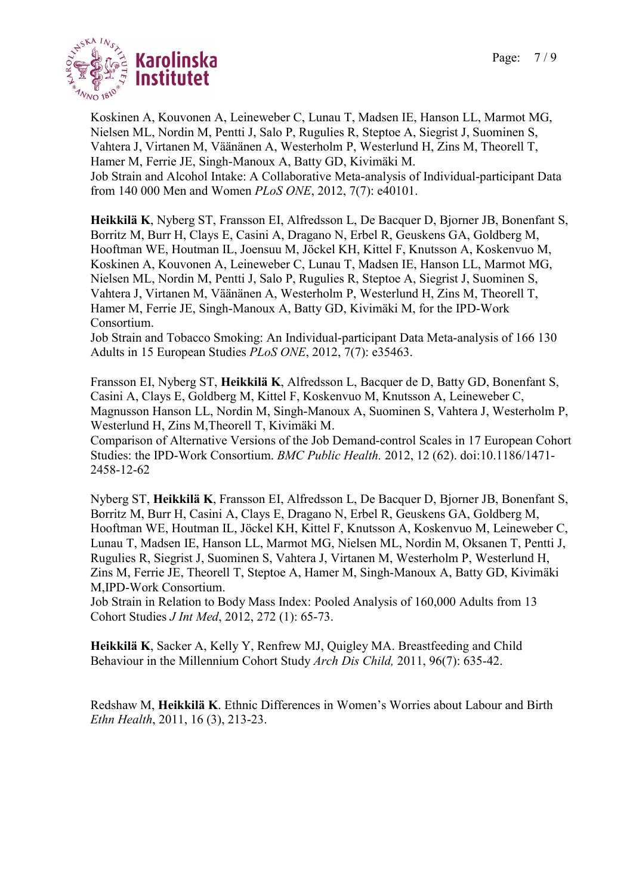Koskinen A, Kouvonen A, Leineweber C, Lunau T, Madsen IE, Hanson LL, Marmot MG, Nielsen ML, Nordin M, Pentti J, Salo P, Rugulies R, Steptoe A, Siegrist J, Suominen S, Vahtera J, Virtanen M, Väänänen A, Westerholm P, Westerlund H, Zins M, Theorell T, Hamer M, Ferrie JE, Singh-Manoux A, Batty GD, Kivimäki M.
Job Strain and Alcohol Intake: A Collaborative Meta-analysis of Individual-participant Data from 140 000 Men and Women *PLoS ONE*, 2012, 7(7): e40101.

**Heikkilä K**, Nyberg ST, Fransson EI, Alfredsson L, De Bacquer D, Bjorner JB, Bonenfant S, Borritz M, Burr H, Clays E, Casini A, Dragano N, Erbel R, Geuskens GA, Goldberg M, Hooftman WE, Houtman IL, Joensuu M, Jöckel KH, Kittel F, Knutsson A, Koskenvuo M, Koskinen A, Kouvonen A, Leineweber C, Lunau T, Madsen IE, Hanson LL, Marmot MG, Nielsen ML, Nordin M, Pentti J, Salo P, Rugulies R, Steptoe A, Siegrist J, Suominen S, Vahtera J, Virtanen M, Väänänen A, Westerholm P, Westerlund H, Zins M, Theorell T, Hamer M, Ferrie JE, Singh-Manoux A, Batty GD, Kivimäki M, for the IPD-Work Consortium.
Job Strain and Tobacco Smoking: An Individual-participant Data Meta-analysis of 166 130 Adults in 15 European Studies *PLoS ONE*, 2012, 7(7): e35463.

Fransson EI, Nyberg ST, **Heikkilä K**, Alfredsson L, Bacquer de D, Batty GD, Bonenfant S, Casini A, Clays E, Goldberg M, Kittel F, Koskenvuo M, Knutsson A, Leineweber C, Magnusson Hanson LL, Nordin M, Singh-Manoux A, Suominen S, Vahtera J, Westerholm P, Westerlund H, Zins M,Theorell T, Kivimäki M.
Comparison of Alternative Versions of the Job Demand-control Scales in 17 European Cohort Studies: the IPD-Work Consortium. *BMC Public Health.* 2012, 12 (62). doi:10.1186/1471-2458-12-62

Nyberg ST, **Heikkilä K**, Fransson EI, Alfredsson L, De Bacquer D, Bjorner JB, Bonenfant S, Borritz M, Burr H, Casini A, Clays E, Dragano N, Erbel R, Geuskens GA, Goldberg M, Hooftman WE, Houtman IL, Jöckel KH, Kittel F, Knutsson A, Koskenvuo M, Leineweber C, Lunau T, Madsen IE, Hanson LL, Marmot MG, Nielsen ML, Nordin M, Oksanen T, Pentti J, Rugulies R, Siegrist J, Suominen S, Vahtera J, Virtanen M, Westerholm P, Westerlund H, Zins M, Ferrie JE, Theorell T, Steptoe A, Hamer M, Singh-Manoux A, Batty GD, Kivimäki M,IPD-Work Consortium.
Job Strain in Relation to Body Mass Index: Pooled Analysis of 160,000 Adults from 13 Cohort Studies *J Int Med*, 2012, 272 (1): 65-73.

**Heikkilä K**, Sacker A, Kelly Y, Renfrew MJ, Quigley MA. Breastfeeding and Child Behaviour in the Millennium Cohort Study *Arch Dis Child,* 2011, 96(7): 635-42.

Redshaw M, **Heikkilä K**. Ethnic Differences in Women's Worries about Labour and Birth *Ethn Health*, 2011, 16 (3), 213-23.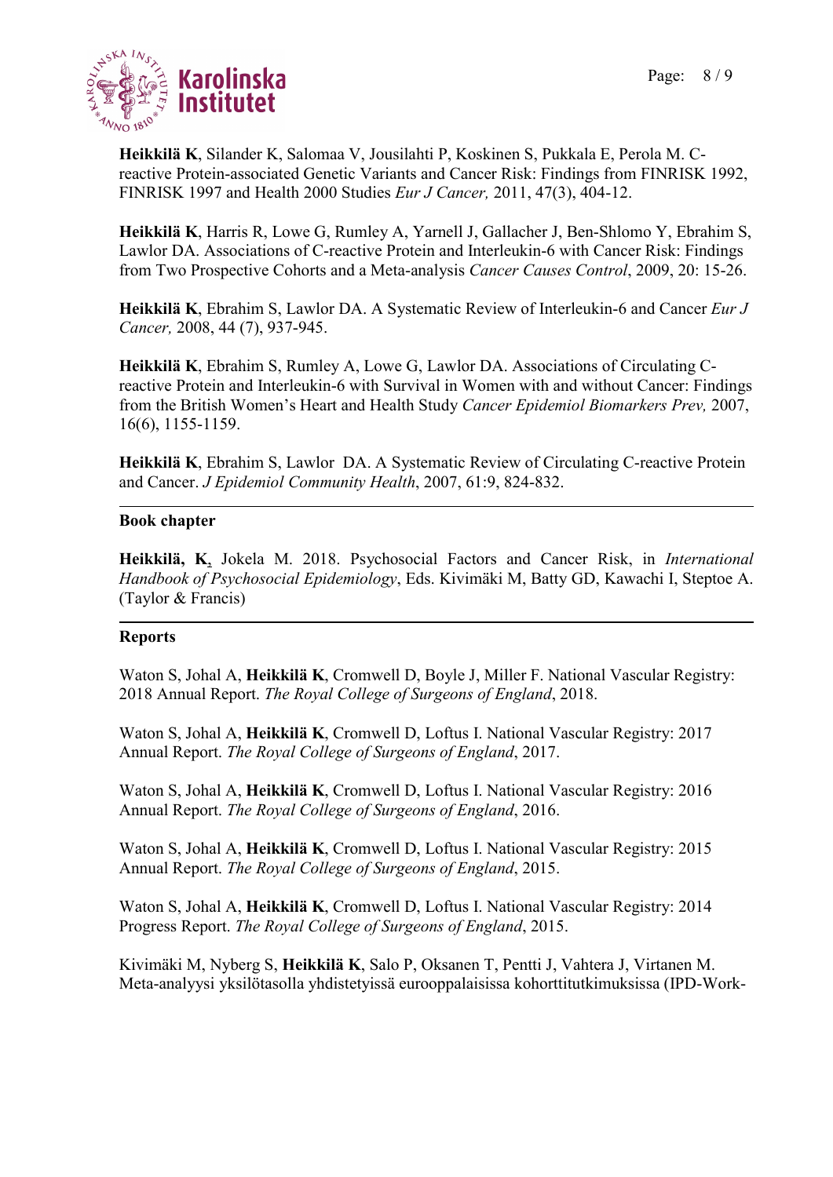**Heikkilä K**, Silander K, Salomaa V, Jousilahti P, Koskinen S, Pukkala E, Perola M. C-reactive Protein-associated Genetic Variants and Cancer Risk: Findings from FINRISK 1992, FINRISK 1997 and Health 2000 Studies *Eur J Cancer,* 2011, 47(3), 404-12.

**Heikkilä K**, Harris R, Lowe G, Rumley A, Yarnell J, Gallacher J, Ben-Shlomo Y, Ebrahim S, Lawlor DA. Associations of C-reactive Protein and Interleukin-6 with Cancer Risk: Findings from Two Prospective Cohorts and a Meta-analysis *Cancer Causes Control*, 2009, 20: 15-26.

**Heikkilä K**, Ebrahim S, Lawlor DA. A Systematic Review of Interleukin-6 and Cancer *Eur J Cancer,* 2008, 44 (7), 937-945.

**Heikkilä K**, Ebrahim S, Rumley A, Lowe G, Lawlor DA. Associations of Circulating C-reactive Protein and Interleukin-6 with Survival in Women with and without Cancer: Findings from the British Women's Heart and Health Study *Cancer Epidemiol Biomarkers Prev,* 2007, 16(6), 1155-1159.

**Heikkilä K**, Ebrahim S, Lawlor DA. A Systematic Review of Circulating C-reactive Protein and Cancer. *J Epidemiol Community Health*, 2007, 61:9, 824-832.

---

**Book chapter**

**Heikkilä, K**, Jokela M. 2018. Psychosocial Factors and Cancer Risk, in *International Handbook of Psychosocial Epidemiology*, Eds. Kivimäki M, Batty GD, Kawachi I, Steptoe A. (Taylor & Francis)

---

**Reports**

Waton S, Johal A, **Heikkilä K**, Cromwell D, Boyle J, Miller F. National Vascular Registry: 2018 Annual Report. *The Royal College of Surgeons of England*, 2018.

Waton S, Johal A, **Heikkilä K**, Cromwell D, Loftus I. National Vascular Registry: 2017 Annual Report. *The Royal College of Surgeons of England*, 2017.

Waton S, Johal A, **Heikkilä K**, Cromwell D, Loftus I. National Vascular Registry: 2016 Annual Report. *The Royal College of Surgeons of England*, 2016.

Waton S, Johal A, **Heikkilä K**, Cromwell D, Loftus I. National Vascular Registry: 2015 Annual Report. *The Royal College of Surgeons of England*, 2015.

Waton S, Johal A, **Heikkilä K**, Cromwell D, Loftus I. National Vascular Registry: 2014 Progress Report. *The Royal College of Surgeons of England*, 2015.

Kivimäki M, Nyberg S, **Heikkilä K**, Salo P, Oksanen T, Pentti J, Vahtera J, Virtanen M. Meta-analyysi yksilötasolla yhdistetyissä eurooppalaisissa kohorttitutkimuksissa (IPD-Work-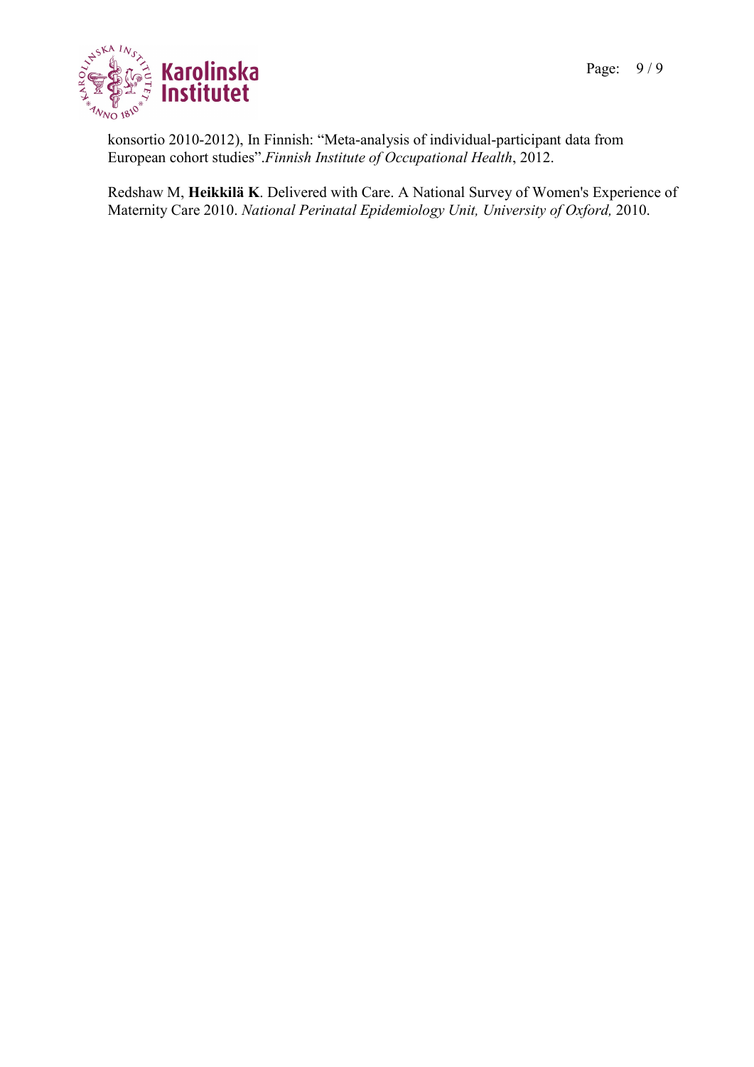konsortio 2010-2012), In Finnish: “Meta-analysis of individual-participant data from European cohort studies”.*Finnish Institute of Occupational Health*, 2012.

Redshaw M, **Heikkilä K**. Delivered with Care. A National Survey of Women's Experience of Maternity Care 2010. *National Perinatal Epidemiology Unit, University of Oxford,* 2010.